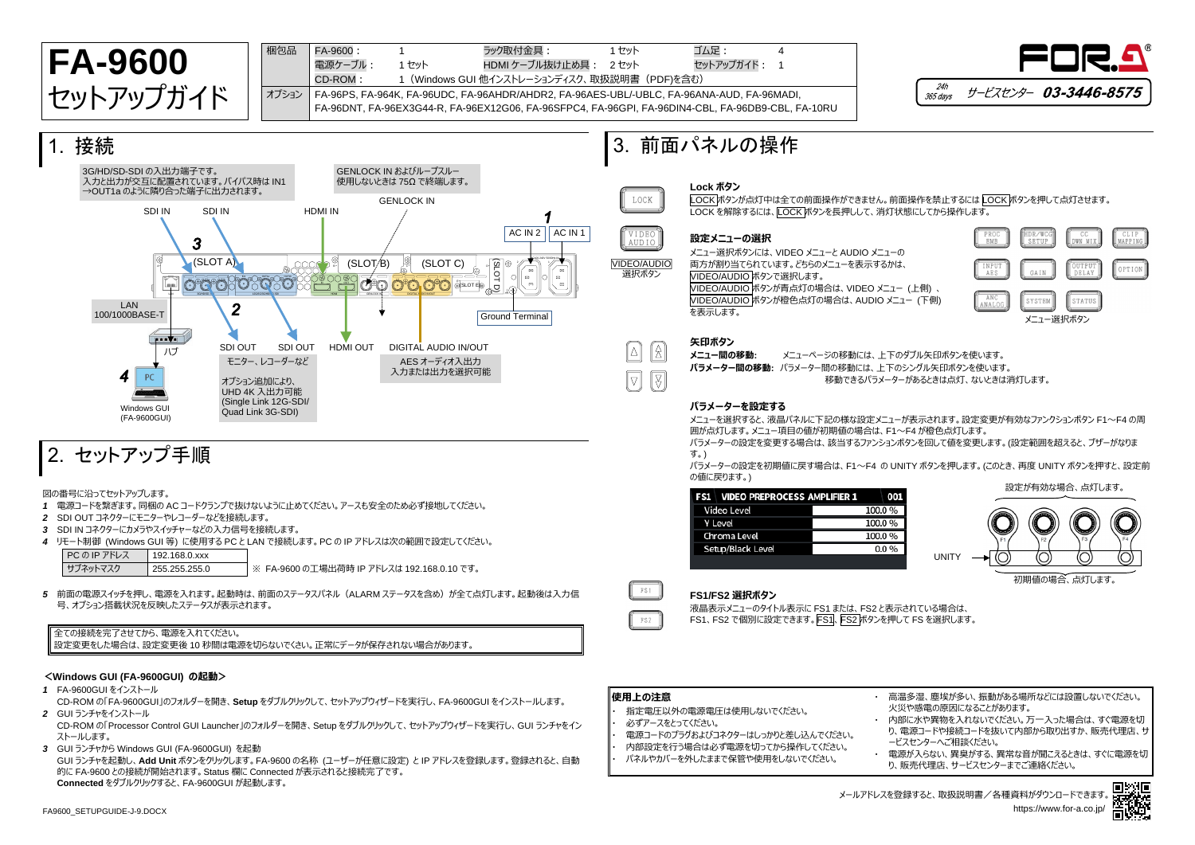# FA-9600 セットアップガイド

| 梱包品 | FA-9600： 1 | ラック取付金具： 1 セット | ゴム足： 4 |
|---|---|---|---|
| | 電源ケーブル： 1 セット | HDMI ケーブル抜け止め具： 2 セット | セットアップガイド： 1 |
| | CD-ROM： 1（Windows GUI 他インストレーションディスク、取扱説明書（PDF)を含む） | | |
| オプション | FA-96PS, FA-964K, FA-96UDC, FA-96AHDR/AHDR2, FA-96AES-UBL/-UBLC, FA-96ANA-AUD, FA-96MADI, FA-96DNT, FA-96EX3G44-R, FA-96EX12G06, FA-96SFPC4, FA-96GPI, FA-96DIN4-CBL, FA-96DB9-CBL, FA-10RU | | |

24h 365 days サービスセンター 03-3446-8575

## 1. 接続

3G/HD/SD-SDI の入出力端子です。入力と出力が交互に配置されています。バイパス時は IN1→OUT1a のように隣り合った端子に出力されます。

GENLOCK IN およびループスルー使用しないときは 75Ω で終端します。

SDI IN　SDI IN　HDMI IN　GENLOCK IN　AC IN 2　AC IN 1

(SLOT A)　(SLOT B)　(SLOT C)　(SLOT D)

LAN 100/1000BASE-T　ハブ　PC　Windows GUI (FA-9600GUI)

Ground Terminal

SDI OUT　SDI OUT　HDMI OUT　DIGITAL AUDIO IN/OUT

モニター、レコーダーなど

オプション追加により、UHD 4K 入出力可能 (Single Link 12G-SDI/ Quad Link 3G-SDI)

AES オーディオ入出力 入力または出力を選択可能

## 2. セットアップ手順

図の番号に沿ってセットアップします。

1 電源コードを繋ぎます。同梱の AC コードクランプで抜けないように止めてください。アースも安全のため必ず接地してください。
2 SDI OUT コネクターにモニターやレコーダーなどを接続します。
3 SDI IN コネクターにカメラやスイッチャーなどの入力信号を接続します。
4 リモート制御 (Windows GUI 等) に使用する PC と LAN で接続します。PC の IP アドレスは次の範囲で設定してください。

| PC の IP アドレス | 192.168.0.xxx |
|---|---|
| サブネットマスク | 255.255.255.0 |

※ FA-9600 の工場出荷時 IP アドレスは 192.168.0.10 です。

5 前面の電源スイッチを押し、電源を入れます。起動時は、前面のステータスパネル（ALARM ステータスを含め）が全て点灯します。起動後は入力信号、オプション搭載状況を反映したステータスが表示されます。

> 全ての接続を完了させてから、電源を入れてください。
> 設定変更をした場合は、設定変更後 10 秒間は電源を切らないでください。正常にデータが保存されない場合があります。

### <Windows GUI (FA-9600GUI) の起動>

1 FA-9600GUI をインストール
CD-ROM の「FA-9600GUI」のフォルダーを開き、**Setup** をダブルクリックして、セットアップウィザードを実行し、FA-9600GUI をインストールします。
2 GUI ランチャをインストール
CD-ROM の「Processor Control GUI Launcher」のフォルダーを開き、Setup をダブルクリックして、セットアップウィザードを実行し、GUI ランチャをインストールします。
3 GUI ランチャから Windows GUI (FA-9600GUI) を起動
GUI ランチャを起動し、**Add Unit** ボタンをクリックします。FA-9600 の名称 (ユーザーが任意に設定) と IP アドレスを登録します。登録されると、自動的に FA-9600 との接続が開始されます。Status 欄に Connected が表示されれば接続完了です。
**Connected** をダブルクリックすると、FA-9600GUI が起動します。

## 3. 前面パネルの操作

### Lock ボタン

LOCK ボタンが点灯中は全ての前面操作ができません。前面操作を禁止するには LOCK ボタンを押して点灯させます。
LOCK を解除するには、LOCK ボタンを長押しして、消灯状態にしてから操作します。

### 設定メニューの選択

メニュー選択ボタンには、VIDEO メニューと AUDIO メニューの両方が割り当てられています。どちらのメニューを表示するかは、VIDEO/AUDIO ボタンで選択します。
VIDEO/AUDIO ボタンが青点灯の場合は、VIDEO メニュー（上側）、VIDEO/AUDIO ボタンが橙色点灯の場合は、AUDIO メニュー（下側）を表示します。

VIDEO/AUDIO 選択ボタン

PROC EMB　HDR/WCG SETUP　CC DWN MIX　CLIP MAPPING　INPUT ARS　GAIN　OUTPUT DELAY　OPTION　ANC ANALOG　SYSTEM　STATUS

メニュー選択ボタン

### 矢印ボタン

**メニュー間の移動:** メニューページの移動には、上下のダブル矢印ボタンを使います。
**パラメーター間の移動:** パラメーター間の移動には、上下のシングル矢印ボタンを使います。
移動できるパラメーターがあるときは点灯、ないときは消灯します。

### パラメーターを設定する

メニューを選択すると、液晶パネルに下記の様な設定メニューが表示されます。設定変更が有効なファンクションボタン F1～F4 の周囲が点灯します。メニュー項目の値が初期値の場合は、F1～F4 が橙色点灯します。
パラメーターの設定を変更する場合は、該当するファンクションボタンを回して値を変更します。(設定範囲を超えると、ブザーがなります。)
パラメーターの設定を初期値に戻す場合は、F1～F4 の UNITY ボタンを押します。(このとき、再度 UNITY ボタンを押すと、設定前の値に戻ります。)

| FS1 VIDEO PREPROCESS AMPLIFIER 1 | 001 |
|---|---|
| Video Level | 100.0 % |
| Y Level | 100.0 % |
| Chroma Level | 100.0 % |
| Setup/Black Level | 0.0 % |

設定が有効な場合、点灯します。
UNITY
初期値の場合、点灯します。

### FS1/FS2 選択ボタン

液晶表示メニューのタイトル表示に FS1 または、FS2 と表示されている場合は、FS1、FS2 で個別に設定できます。FS1、FS2 ボタンを押して FS を選択します。

### 使用上の注意

- 指定電圧以外の電源電圧は使用しないでください。
- 必ずアースをとってください。
- 電源コードのプラグおよびコネクターはしっかりと差し込んでください。
- 内部設定を行う場合は必ず電源を切ってから操作してください。
- パネルやカバーを外したままで保管や使用をしないでください。
- 高温多湿、塵埃が多い、振動がある場所などには設置しないでください。火災や感電の原因になることがあります。
- 内部に水や異物を入れないでください。万一入った場合は、すぐ電源を切り、電源コードや接続コードを抜いて内部から取り出すか、販売代理店、サービスセンターへご相談ください。
- 電源が入らない、異臭がする、異常な音が聞こえるときは、すぐに電源を切り、販売代理店、サービスセンターまでご連絡ください。

メールアドレスを登録すると、取扱説明書／各種資料がダウンロードできます。
https://www.for-a.co.jp/

FA9600_SETUPGUIDE-J-9.DOCX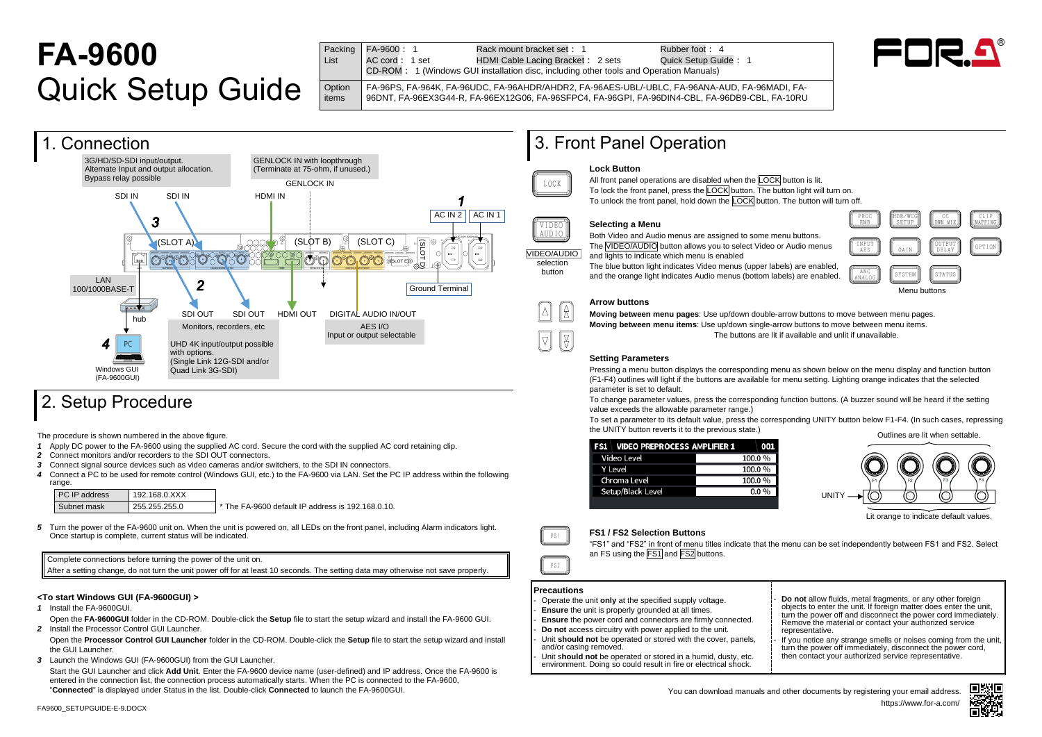# FA-9600 Quick Setup Guide

| | |
|---|---|
| Packing List | FA-9600 : 1 &nbsp; Rack mount bracket set : 1 &nbsp; Rubber foot : 4<br>AC cord : 1 set &nbsp; HDMI Cable Lacing Bracket : 2 sets &nbsp; Quick Setup Guide : 1<br>CD-ROM : 1 (Windows GUI installation disc, including other tools and Operation Manuals) |
| Option items | FA-96PS, FA-964K, FA-96UDC, FA-96AHDR/AHDR2, FA-96AES-UBL/-UBLC, FA-96ANA-AUD, FA-96MADI, FA-96DNT, FA-96EX3G44-R, FA-96EX12G06, FA-96SFPC4, FA-96GPI, FA-96DIN4-CBL, FA-96DB9-CBL, FA-10RU |

## 1. Connection

3G/HD/SD-SDI input/output.
Alternate Input and output allocation.
Bypass relay possible

GENLOCK IN with loopthrough
(Terminate at 75-ohm, if unused.)

GENLOCK IN

SDI IN &nbsp; SDI IN &nbsp; HDMI IN

1 &nbsp; AC IN 2 &nbsp; AC IN 1

3 &nbsp; (SLOT A) &nbsp; (SLOT B) &nbsp; (SLOT C) &nbsp; (SLOT D)

LAN
100/1000BASE-T

2 &nbsp; Ground Terminal

hub

SDI OUT &nbsp; SDI OUT &nbsp; HDMI OUT &nbsp; DIGITAL AUDIO IN/OUT

Monitors, recorders, etc

AES I/O
Input or output selectable

4 &nbsp; PC

UHD 4K input/output possible with options.
(Single Link 12G-SDI and/or Quad Link 3G-SDI)

Windows GUI
(FA-9600GUI)

## 2. Setup Procedure

The procedure is shown numbered in the above figure.

1. Apply DC power to the FA-9600 using the supplied AC cord. Secure the cord with the supplied AC cord retaining clip.
2. Connect monitors and/or recorders to the SDI OUT connectors.
3. Connect signal source devices such as video cameras and/or switchers, to the SDI IN connectors.
4. Connect a PC to be used for remote control (Windows GUI, etc.) to the FA-9600 via LAN. Set the PC IP address within the following range.

| | |
|---|---|
| PC IP address | 192.168.0.XXX |
| Subnet mask | 255.255.255.0 |

\* The FA-9600 default IP address is 192.168.0.10.

5. Turn the power of the FA-9600 unit on. When the unit is powered on, all LEDs on the front panel, including Alarm indicators light. Once startup is complete, current status will be indicated.

> Complete connections before turning the power of the unit on.
> After a setting change, do not turn the unit power off for at least 10 seconds. The setting data may otherwise not save properly.

### <To start Windows GUI (FA-9600GUI) >

1. Install the FA-9600GUI.
   Open the **FA-9600GUI** folder in the CD-ROM. Double-click the **Setup** file to start the setup wizard and install the FA-9600 GUI.
2. Install the Processor Control GUI Launcher.
   Open the **Processor Control GUI Launcher** folder in the CD-ROM. Double-click the **Setup** file to start the setup wizard and install the GUI Launcher.
3. Launch the Windows GUI (FA-9600GUI) from the GUI Launcher.
   Start the GUI Launcher and click **Add Unit**. Enter the FA-9600 device name (user-defined) and IP address. Once the FA-9600 is entered in the connection list, the connection process automatically starts. When the PC is connected to the FA-9600, "**Connected**" is displayed under Status in the list. Double-click **Connected** to launch the FA-9600GUI.

## 3. Front Panel Operation

### Lock Button

LOCK

All front panel operations are disabled when the LOCK button is lit.
To lock the front panel, press the LOCK button. The button light will turn on.
To unlock the front panel, hold down the LOCK button. The button will turn off.

### Selecting a Menu

VIDEO/AUDIO selection button

Both Video and Audio menus are assigned to some menu buttons.
The VIDEO/AUDIO button allows you to select Video or Audio menus and lights to indicate which menu is enabled
The blue button light indicates Video menus (upper labels) are enabled, and the orange light indicates Audio menus (bottom labels) are enabled.

PROC EMB &nbsp; HDR/WCG SETUP &nbsp; CC DWN MIX &nbsp; CLIP MAPPING
INPUT ARS &nbsp; GAIN &nbsp; OUTPUT DELAY &nbsp; OPTION
ANC ANALOG &nbsp; SYSTEM &nbsp; STATUS

Menu buttons

### Arrow buttons

**Moving between menu pages**: Use up/down double-arrow buttons to move between menu pages.
**Moving between menu items**: Use up/down single-arrow buttons to move between menu items.
The buttons are lit if available and unlit if unavailable.

### Setting Parameters

Pressing a menu button displays the corresponding menu as shown below on the menu display and function button (F1-F4) outlines will light if the buttons are available for menu setting. Lighting orange indicates that the selected parameter is set to default.
To change parameter values, press the corresponding function buttons. (A buzzer sound will be heard if the setting value exceeds the allowable parameter range.)
To set a parameter to its default value, press the corresponding UNITY button below F1-F4. (In such cases, repressing the UNITY button reverts it to the previous state.)

| FS1 VIDEO PREPROCESS AMPLIFIER 1 | 001 |
|---|---|
| Video Level | 100.0 % |
| Y Level | 100.0 % |
| Chroma Level | 100.0 % |
| Setup/Black Level | 0.0 % |

Outlines are lit when settable.

F1 &nbsp; F2 &nbsp; F3 &nbsp; F4

UNITY

Lit orange to indicate default values.

### FS1 / FS2 Selection Buttons

FS1 &nbsp; FS2

"FS1" and "FS2" in front of menu titles indicate that the menu can be set independently between FS1 and FS2. Select an FS using the FS1 and FS2 buttons.

### Precautions

- Operate the unit **only** at the specified supply voltage.
- **Ensure** the unit is properly grounded at all times.
- **Ensure** the power cord and connectors are firmly connected.
- **Do not** access circuitry with power applied to the unit.
- Unit **should not** be operated or stored with the cover, panels, and/or casing removed.
- Unit **should not** be operated or stored in a humid, dusty, etc. environment. Doing so could result in fire or electrical shock.
- **Do not** allow fluids, metal fragments, or any other foreign objects to enter the unit. If foreign matter does enter the unit, turn the power off and disconnect the power cord immediately. Remove the material or contact your authorized service representative.
- If you notice any strange smells or noises coming from the unit, turn the power off immediately, disconnect the power cord, then contact your authorized service representative.

You can download manuals and other documents by registering your email address.
https://www.for-a.com/

FA9600_SETUPGUIDE-E-9.DOCX